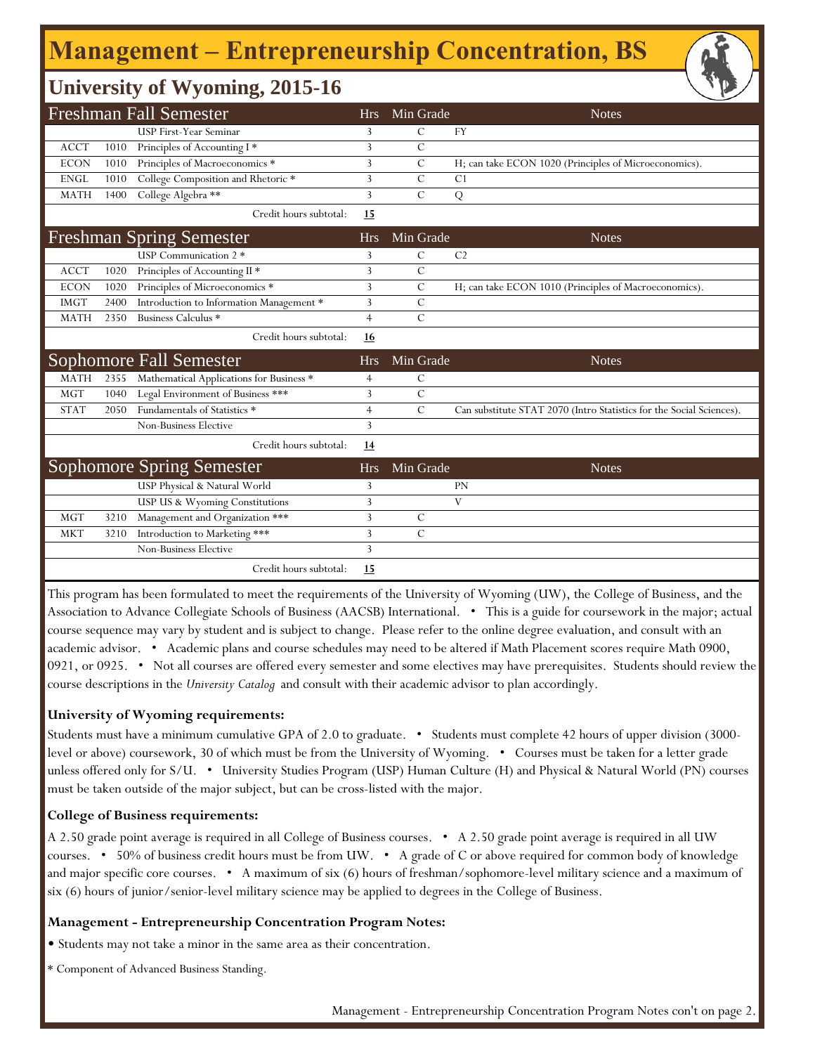# Management – Entrepreneurship Concentration, BS

## University of Wyoming, 2015-16

| Freshman Fall Semester | | | Hrs | Min Grade | Notes |
|---|---|---|---|---|---|
| | | USP First-Year Seminar | 3 | C | FY |
| ACCT | 1010 | Principles of Accounting I * | 3 | C | |
| ECON | 1010 | Principles of Macroeconomics * | 3 | C | H; can take ECON 1020 (Principles of Microeconomics). |
| ENGL | 1010 | College Composition and Rhetoric * | 3 | C | C1 |
| MATH | 1400 | College Algebra ** | 3 | C | Q |
| | | Credit hours subtotal: | **15** | | |

| Freshman Spring Semester | | | Hrs | Min Grade | Notes |
|---|---|---|---|---|---|
| | | USP Communication 2 * | 3 | C | C2 |
| ACCT | 1020 | Principles of Accounting II * | 3 | C | |
| ECON | 1020 | Principles of Microeconomics * | 3 | C | H; can take ECON 1010 (Principles of Macroeconomics). |
| IMGT | 2400 | Introduction to Information Management * | 3 | C | |
| MATH | 2350 | Business Calculus * | 4 | C | |
| | | Credit hours subtotal: | **16** | | |

| Sophomore Fall Semester | | | Hrs | Min Grade | Notes |
|---|---|---|---|---|---|
| MATH | 2355 | Mathematical Applications for Business * | 4 | C | |
| MGT | 1040 | Legal Environment of Business *** | 3 | C | |
| STAT | 2050 | Fundamentals of Statistics * | 4 | C | Can substitute STAT 2070 (Intro Statistics for the Social Sciences). |
| | | Non-Business Elective | 3 | | |
| | | Credit hours subtotal: | **14** | | |

| Sophomore Spring Semester | | | Hrs | Min Grade | Notes |
|---|---|---|---|---|---|
| | | USP Physical & Natural World | 3 | | PN |
| | | USP US & Wyoming Constitutions | 3 | | V |
| MGT | 3210 | Management and Organization *** | 3 | C | |
| MKT | 3210 | Introduction to Marketing *** | 3 | C | |
| | | Non-Business Elective | 3 | | |
| | | Credit hours subtotal: | **15** | | |

This program has been formulated to meet the requirements of the University of Wyoming (UW), the College of Business, and the Association to Advance Collegiate Schools of Business (AACSB) International. • This is a guide for coursework in the major; actual course sequence may vary by student and is subject to change. Please refer to the online degree evaluation, and consult with an academic advisor. • Academic plans and course schedules may need to be altered if Math Placement scores require Math 0900, 0921, or 0925. • Not all courses are offered every semester and some electives may have prerequisites. Students should review the course descriptions in the *University Catalog* and consult with their academic advisor to plan accordingly.

**University of Wyoming requirements:**

Students must have a minimum cumulative GPA of 2.0 to graduate. • Students must complete 42 hours of upper division (3000-level or above) coursework, 30 of which must be from the University of Wyoming. • Courses must be taken for a letter grade unless offered only for S/U. • University Studies Program (USP) Human Culture (H) and Physical & Natural World (PN) courses must be taken outside of the major subject, but can be cross-listed with the major.

**College of Business requirements:**

A 2.50 grade point average is required in all College of Business courses. • A 2.50 grade point average is required in all UW courses. • 50% of business credit hours must be from UW. • A grade of C or above required for common body of knowledge and major specific core courses. • A maximum of six (6) hours of freshman/sophomore-level military science and a maximum of six (6) hours of junior/senior-level military science may be applied to degrees in the College of Business.

**Management - Entrepreneurship Concentration Program Notes:**

• Students may not take a minor in the same area as their concentration.

* Component of Advanced Business Standing.

Management - Entrepreneurship Concentration Program Notes con't on page 2.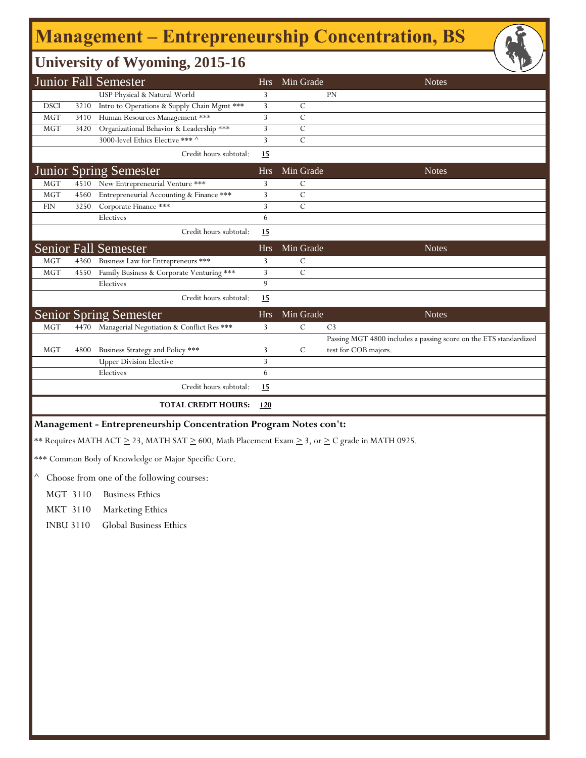# Management – Entrepreneurship Concentration, BS

## University of Wyoming, 2015-16

| Junior Fall Semester | | | Hrs | Min Grade | Notes |
|---|---|---|---|---|---|
| | | USP Physical & Natural World | 3 | | PN |
| DSCI | 3210 | Intro to Operations & Supply Chain Mgmt *** | 3 | C | |
| MGT | 3410 | Human Resources Management *** | 3 | C | |
| MGT | 3420 | Organizational Behavior & Leadership *** | 3 | C | |
| | | 3000-level Ethics Elective *** ^ | 3 | C | |
| | | Credit hours subtotal: | **15** | | |

| Junior Spring Semester | | | Hrs | Min Grade | Notes |
|---|---|---|---|---|---|
| MGT | 4510 | New Entrepreneurial Venture *** | 3 | C | |
| MGT | 4560 | Entrepreneurial Accounting & Finance *** | 3 | C | |
| FIN | 3250 | Corporate Finance *** | 3 | C | |
| | | Electives | 6 | | |
| | | Credit hours subtotal: | **15** | | |

| Senior Fall Semester | | | Hrs | Min Grade | Notes |
|---|---|---|---|---|---|
| MGT | 4360 | Business Law for Entrepreneurs *** | 3 | C | |
| MGT | 4550 | Family Business & Corporate Venturing *** | 3 | C | |
| | | Electives | 9 | | |
| | | Credit hours subtotal: | **15** | | |

| Senior Spring Semester | | | Hrs | Min Grade | Notes |
|---|---|---|---|---|---|
| MGT | 4470 | Managerial Negotiation & Conflict Res *** | 3 | C | C3 |
| MGT | 4800 | Business Strategy and Policy *** | 3 | C | Passing MGT 4800 includes a passing score on the ETS standardized test for COB majors. |
| | | Upper Division Elective | 3 | | |
| | | Electives | 6 | | |
| | | Credit hours subtotal: | **15** | | |
| | | **TOTAL CREDIT HOURS:** | **120** | | |

**Management - Entrepreneurship Concentration Program Notes con't:**

** Requires MATH ACT $\geq$ 23, MATH SAT $\geq$ 600, Math Placement Exam $\geq$ 3, or $\geq$ C grade in MATH 0925.

*** Common Body of Knowledge or Major Specific Core.

^ Choose from one of the following courses:

- MGT 3110 Business Ethics
- MKT 3110 Marketing Ethics
- INBU 3110 Global Business Ethics